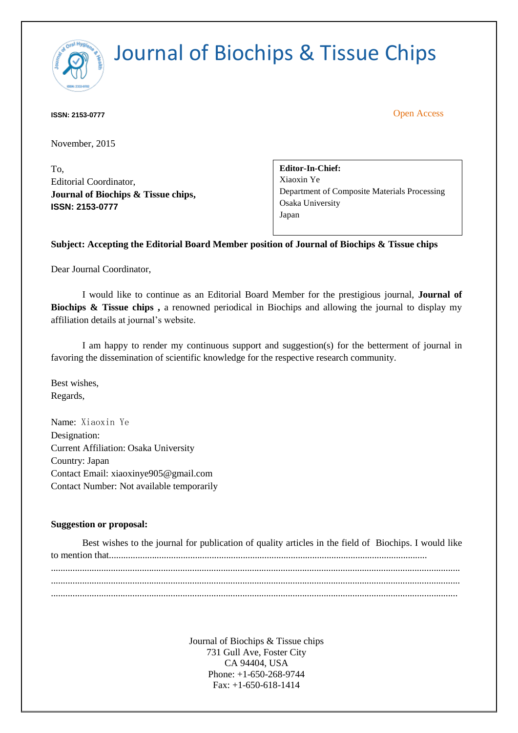# Journal of Biochips & Tissue Chips

**ISSN: 2153-0777**

Open Access

November, 2015

To,
Editorial Coordinator,
**Journal of Biochips & Tissue chips,**
**ISSN: 2153-0777**

**Editor-In-Chief:**
Xiaoxin Ye
Department of Composite Materials Processing
Osaka University
Japan

**Subject: Accepting the Editorial Board Member position of Journal of Biochips & Tissue chips**

Dear Journal Coordinator,

I would like to continue as an Editorial Board Member for the prestigious journal, **Journal of Biochips & Tissue chips ,** a renowned periodical in Biochips and allowing the journal to display my affiliation details at journal's website.

I am happy to render my continuous support and suggestion(s) for the betterment of journal in favoring the dissemination of scientific knowledge for the respective research community.

Best wishes,
Regards,

Name: Xiaoxin Ye
Designation:
Current Affiliation: Osaka University
Country: Japan
Contact Email: xiaoxinye905@gmail.com
Contact Number: Not available temporarily

**Suggestion or proposal:**

Best wishes to the journal for publication of quality articles in the field of Biochips. I would like to mention that.................................................................................................................................
...................................................................................................................................................................
...................................................................................................................................................................
...................................................................................................................................................................

Journal of Biochips & Tissue chips
731 Gull Ave, Foster City
CA 94404, USA
Phone: +1-650-268-9744
Fax: +1-650-618-1414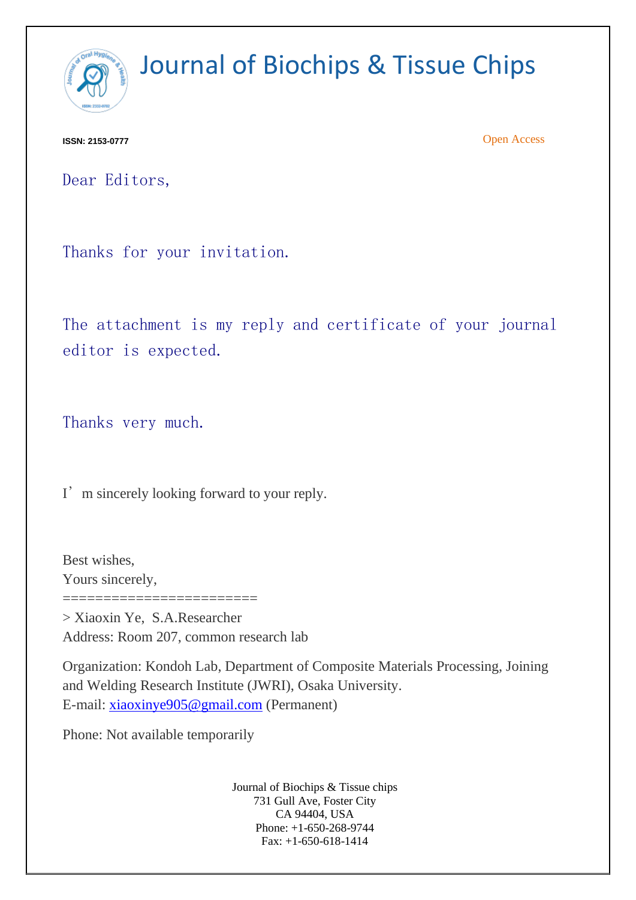# Journal of Biochips & Tissue Chips

**ISSN: 2153-0777**

Open Access

Dear Editors,

Thanks for your invitation.

The attachment is my reply and certificate of your journal editor is expected.

Thanks very much.

I'm sincerely looking forward to your reply.

Best wishes,
Yours sincerely,
========================
> Xiaoxin Ye, S.A.Researcher
Address: Room 207, common research lab

Organization: Kondoh Lab, Department of Composite Materials Processing, Joining and Welding Research Institute (JWRI), Osaka University.
E-mail: xiaoxinye905@gmail.com (Permanent)

Phone: Not available temporarily

Journal of Biochips & Tissue chips
731 Gull Ave, Foster City
CA 94404, USA
Phone: +1-650-268-9744
Fax: +1-650-618-1414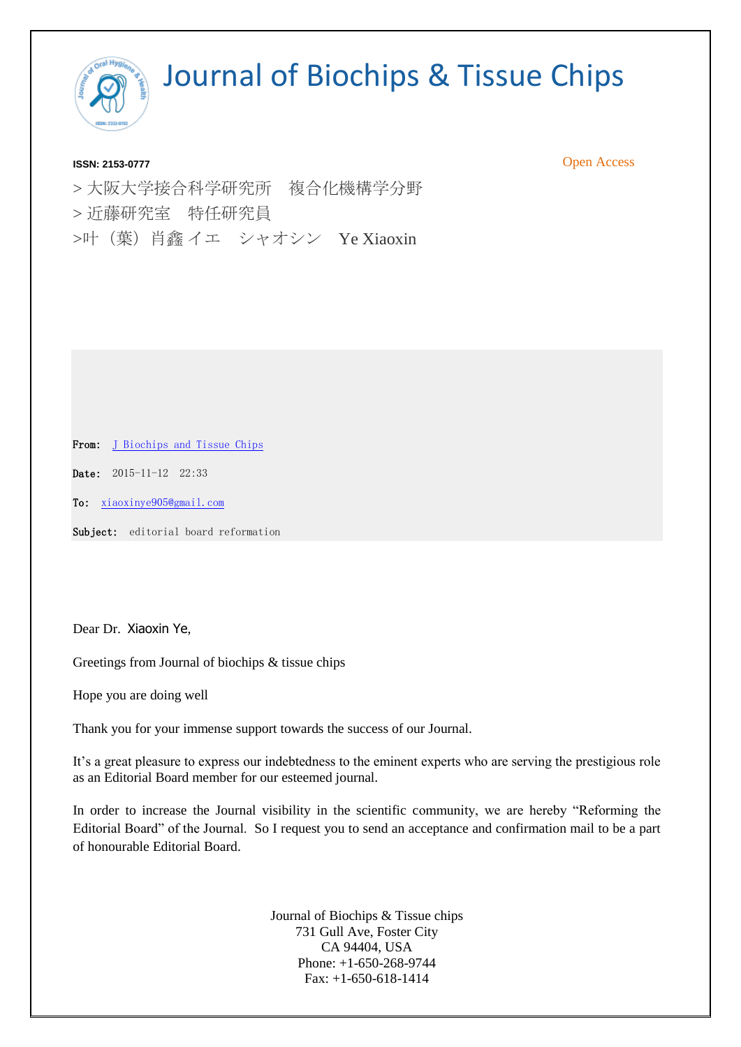# Journal of Biochips & Tissue Chips

**ISSN: 2153-0777**

Open Access

> 大阪大学接合科学研究所　複合化機構学分野

> 近藤研究室　特任研究員

>叶（葉）肖鑫 イエ　シャオシン　Ye Xiaoxin

**From:** J Biochips and Tissue Chips

**Date:** 2015-11-12 22:33

**To:** xiaoxinye905@gmail.com

**Subject:** editorial board reformation

Dear Dr. Xiaoxin Ye,

Greetings from Journal of biochips & tissue chips

Hope you are doing well

Thank you for your immense support towards the success of our Journal.

It's a great pleasure to express our indebtedness to the eminent experts who are serving the prestigious role as an Editorial Board member for our esteemed journal.

In order to increase the Journal visibility in the scientific community, we are hereby "Reforming the Editorial Board" of the Journal. So I request you to send an acceptance and confirmation mail to be a part of honourable Editorial Board.

Journal of Biochips & Tissue chips
731 Gull Ave, Foster City
CA 94404, USA
Phone: +1-650-268-9744
Fax: +1-650-618-1414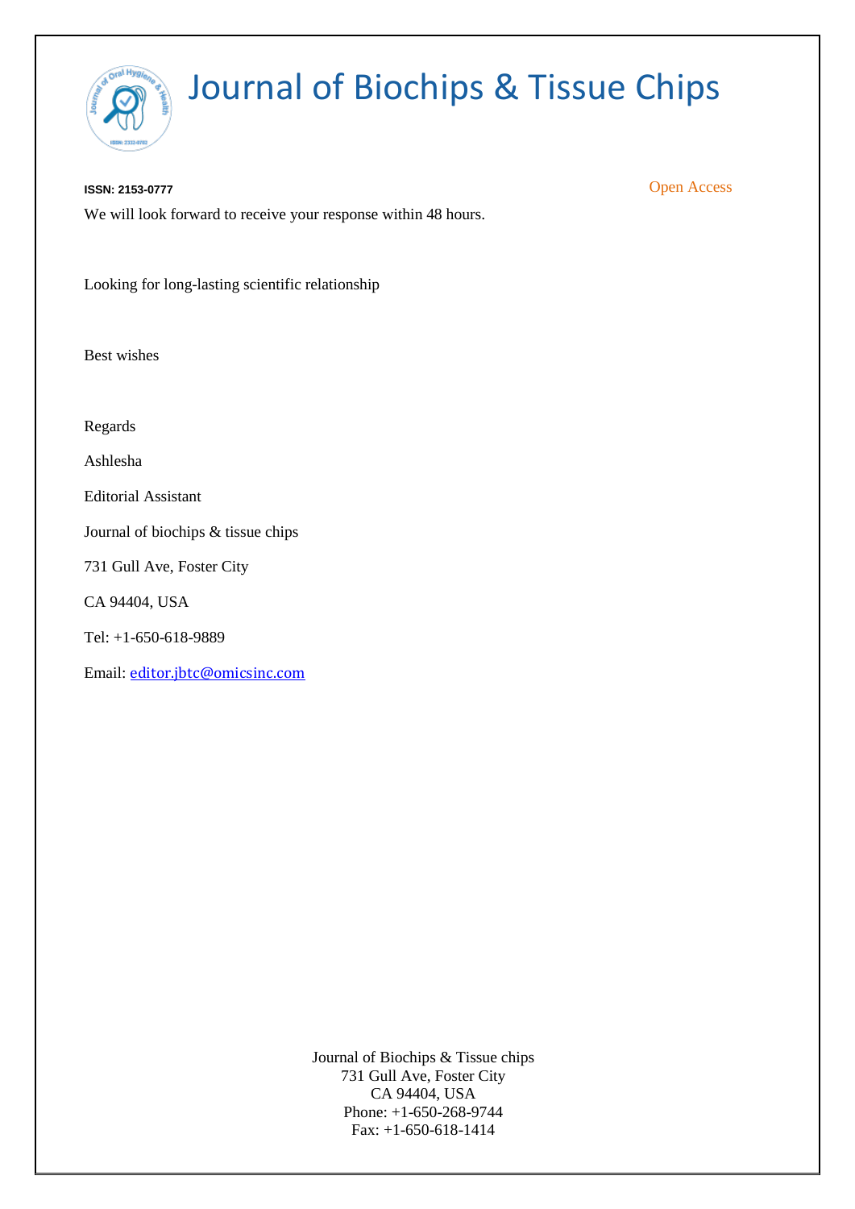We will look forward to receive your response within 48 hours.

Looking for long-lasting scientific relationship

Best wishes

Regards

Ashlesha

Editorial Assistant

Journal of biochips & tissue chips

731 Gull Ave, Foster City

CA 94404, USA

Tel: +1-650-618-9889

Email: editor.jbtc@omicsinc.com